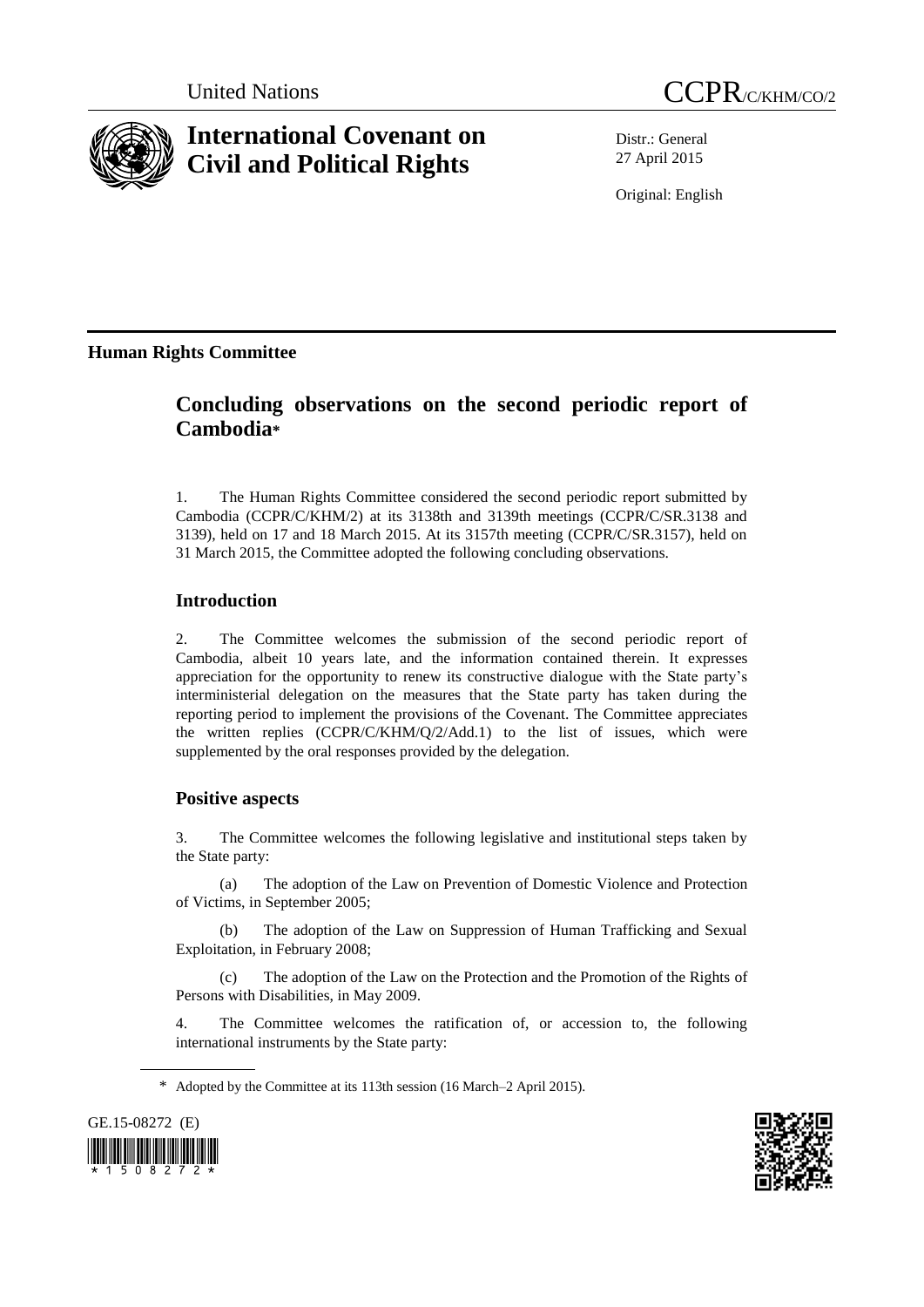United Nations CCPR/C/KHM/CO/2

# International Covenant on Civil and Political Rights

Distr.: General
27 April 2015

Original: English

## Human Rights Committee

# Concluding observations on the second periodic report of Cambodia*

1. The Human Rights Committee considered the second periodic report submitted by Cambodia (CCPR/C/KHM/2) at its 3138th and 3139th meetings (CCPR/C/SR.3138 and 3139), held on 17 and 18 March 2015. At its 3157th meeting (CCPR/C/SR.3157), held on 31 March 2015, the Committee adopted the following concluding observations.

## Introduction

2. The Committee welcomes the submission of the second periodic report of Cambodia, albeit 10 years late, and the information contained therein. It expresses appreciation for the opportunity to renew its constructive dialogue with the State party's interministerial delegation on the measures that the State party has taken during the reporting period to implement the provisions of the Covenant. The Committee appreciates the written replies (CCPR/C/KHM/Q/2/Add.1) to the list of issues, which were supplemented by the oral responses provided by the delegation.

## Positive aspects

3. The Committee welcomes the following legislative and institutional steps taken by the State party:

(a) The adoption of the Law on Prevention of Domestic Violence and Protection of Victims, in September 2005;

(b) The adoption of the Law on Suppression of Human Trafficking and Sexual Exploitation, in February 2008;

(c) The adoption of the Law on the Protection and the Promotion of the Rights of Persons with Disabilities, in May 2009.

4. The Committee welcomes the ratification of, or accession to, the following international instruments by the State party:

\* Adopted by the Committee at its 113th session (16 March–2 April 2015).

GE.15-08272 (E)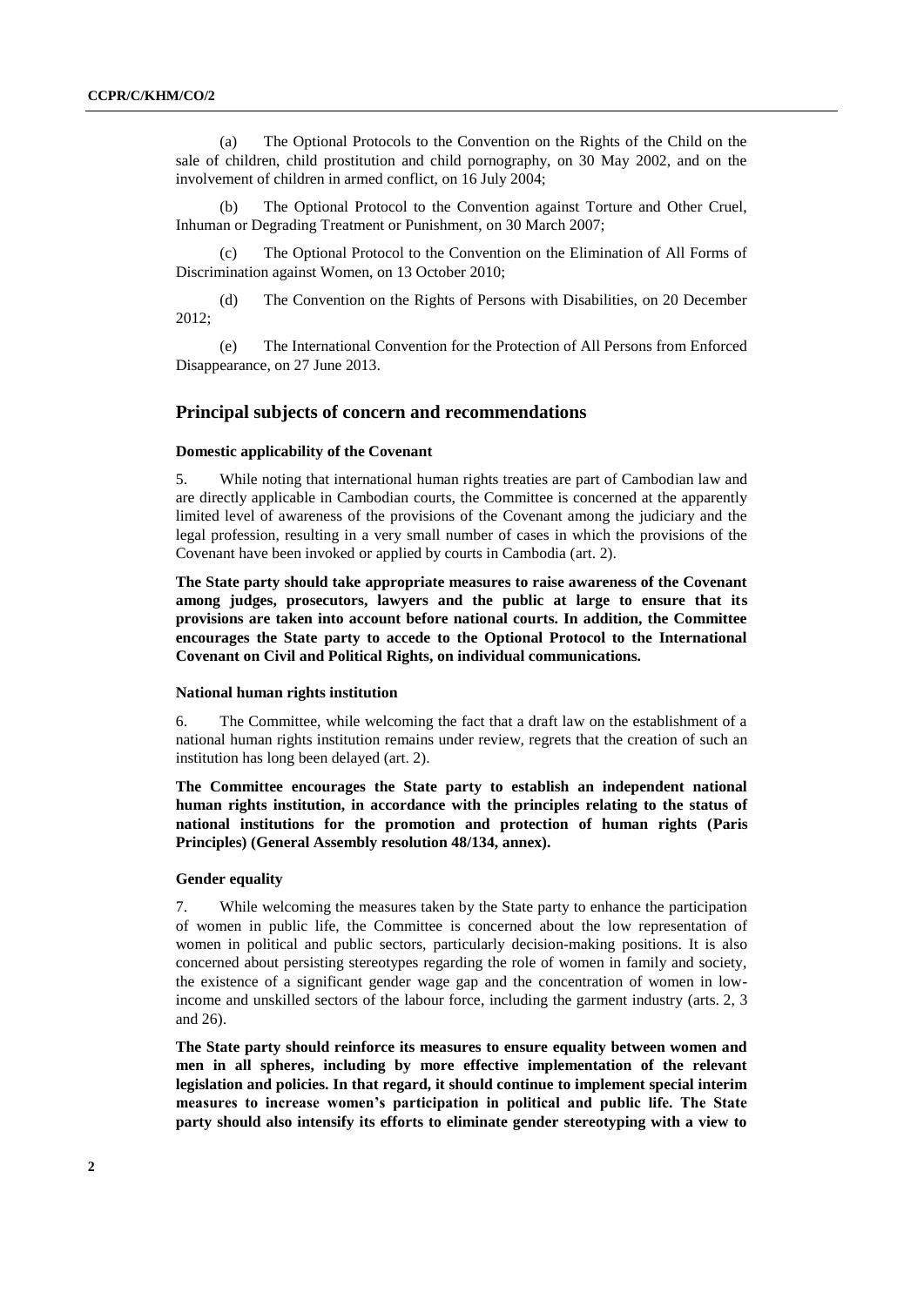(a) The Optional Protocols to the Convention on the Rights of the Child on the sale of children, child prostitution and child pornography, on 30 May 2002, and on the involvement of children in armed conflict, on 16 July 2004;

(b) The Optional Protocol to the Convention against Torture and Other Cruel, Inhuman or Degrading Treatment or Punishment, on 30 March 2007;

(c) The Optional Protocol to the Convention on the Elimination of All Forms of Discrimination against Women, on 13 October 2010;

(d) The Convention on the Rights of Persons with Disabilities, on 20 December 2012;

(e) The International Convention for the Protection of All Persons from Enforced Disappearance, on 27 June 2013.

## Principal subjects of concern and recommendations

### Domestic applicability of the Covenant

5. While noting that international human rights treaties are part of Cambodian law and are directly applicable in Cambodian courts, the Committee is concerned at the apparently limited level of awareness of the provisions of the Covenant among the judiciary and the legal profession, resulting in a very small number of cases in which the provisions of the Covenant have been invoked or applied by courts in Cambodia (art. 2).

**The State party should take appropriate measures to raise awareness of the Covenant among judges, prosecutors, lawyers and the public at large to ensure that its provisions are taken into account before national courts. In addition, the Committee encourages the State party to accede to the Optional Protocol to the International Covenant on Civil and Political Rights, on individual communications.**

### National human rights institution

6. The Committee, while welcoming the fact that a draft law on the establishment of a national human rights institution remains under review, regrets that the creation of such an institution has long been delayed (art. 2).

**The Committee encourages the State party to establish an independent national human rights institution, in accordance with the principles relating to the status of national institutions for the promotion and protection of human rights (Paris Principles) (General Assembly resolution 48/134, annex).**

### Gender equality

7. While welcoming the measures taken by the State party to enhance the participation of women in public life, the Committee is concerned about the low representation of women in political and public sectors, particularly decision-making positions. It is also concerned about persisting stereotypes regarding the role of women in family and society, the existence of a significant gender wage gap and the concentration of women in low-income and unskilled sectors of the labour force, including the garment industry (arts. 2, 3 and 26).

**The State party should reinforce its measures to ensure equality between women and men in all spheres, including by more effective implementation of the relevant legislation and policies. In that regard, it should continue to implement special interim measures to increase women's participation in political and public life. The State party should also intensify its efforts to eliminate gender stereotyping with a view to**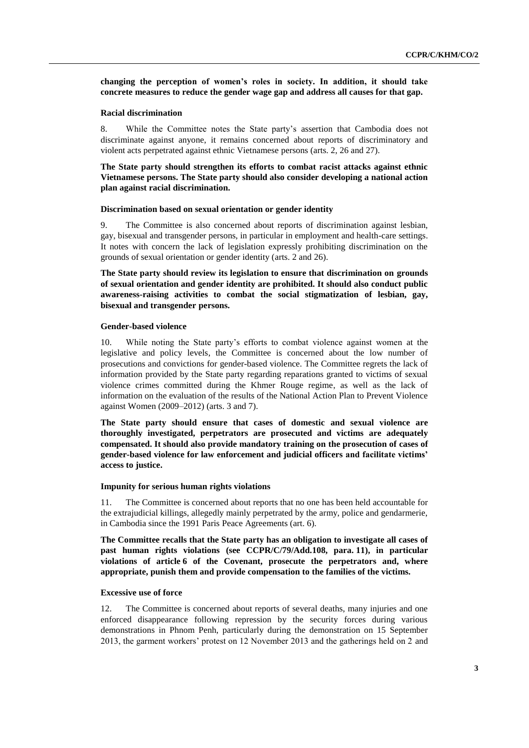**changing the perception of women's roles in society. In addition, it should take concrete measures to reduce the gender wage gap and address all causes for that gap.**

### Racial discrimination

8. While the Committee notes the State party's assertion that Cambodia does not discriminate against anyone, it remains concerned about reports of discriminatory and violent acts perpetrated against ethnic Vietnamese persons (arts. 2, 26 and 27).

**The State party should strengthen its efforts to combat racist attacks against ethnic Vietnamese persons. The State party should also consider developing a national action plan against racial discrimination.**

### Discrimination based on sexual orientation or gender identity

9. The Committee is also concerned about reports of discrimination against lesbian, gay, bisexual and transgender persons, in particular in employment and health-care settings. It notes with concern the lack of legislation expressly prohibiting discrimination on the grounds of sexual orientation or gender identity (arts. 2 and 26).

**The State party should review its legislation to ensure that discrimination on grounds of sexual orientation and gender identity are prohibited. It should also conduct public awareness-raising activities to combat the social stigmatization of lesbian, gay, bisexual and transgender persons.**

### Gender-based violence

10. While noting the State party's efforts to combat violence against women at the legislative and policy levels, the Committee is concerned about the low number of prosecutions and convictions for gender-based violence. The Committee regrets the lack of information provided by the State party regarding reparations granted to victims of sexual violence crimes committed during the Khmer Rouge regime, as well as the lack of information on the evaluation of the results of the National Action Plan to Prevent Violence against Women (2009–2012) (arts. 3 and 7).

**The State party should ensure that cases of domestic and sexual violence are thoroughly investigated, perpetrators are prosecuted and victims are adequately compensated. It should also provide mandatory training on the prosecution of cases of gender-based violence for law enforcement and judicial officers and facilitate victims' access to justice.**

### Impunity for serious human rights violations

11. The Committee is concerned about reports that no one has been held accountable for the extrajudicial killings, allegedly mainly perpetrated by the army, police and gendarmerie, in Cambodia since the 1991 Paris Peace Agreements (art. 6).

**The Committee recalls that the State party has an obligation to investigate all cases of past human rights violations (see CCPR/C/79/Add.108, para. 11), in particular violations of article 6 of the Covenant, prosecute the perpetrators and, where appropriate, punish them and provide compensation to the families of the victims.**

### Excessive use of force

12. The Committee is concerned about reports of several deaths, many injuries and one enforced disappearance following repression by the security forces during various demonstrations in Phnom Penh, particularly during the demonstration on 15 September 2013, the garment workers' protest on 12 November 2013 and the gatherings held on 2 and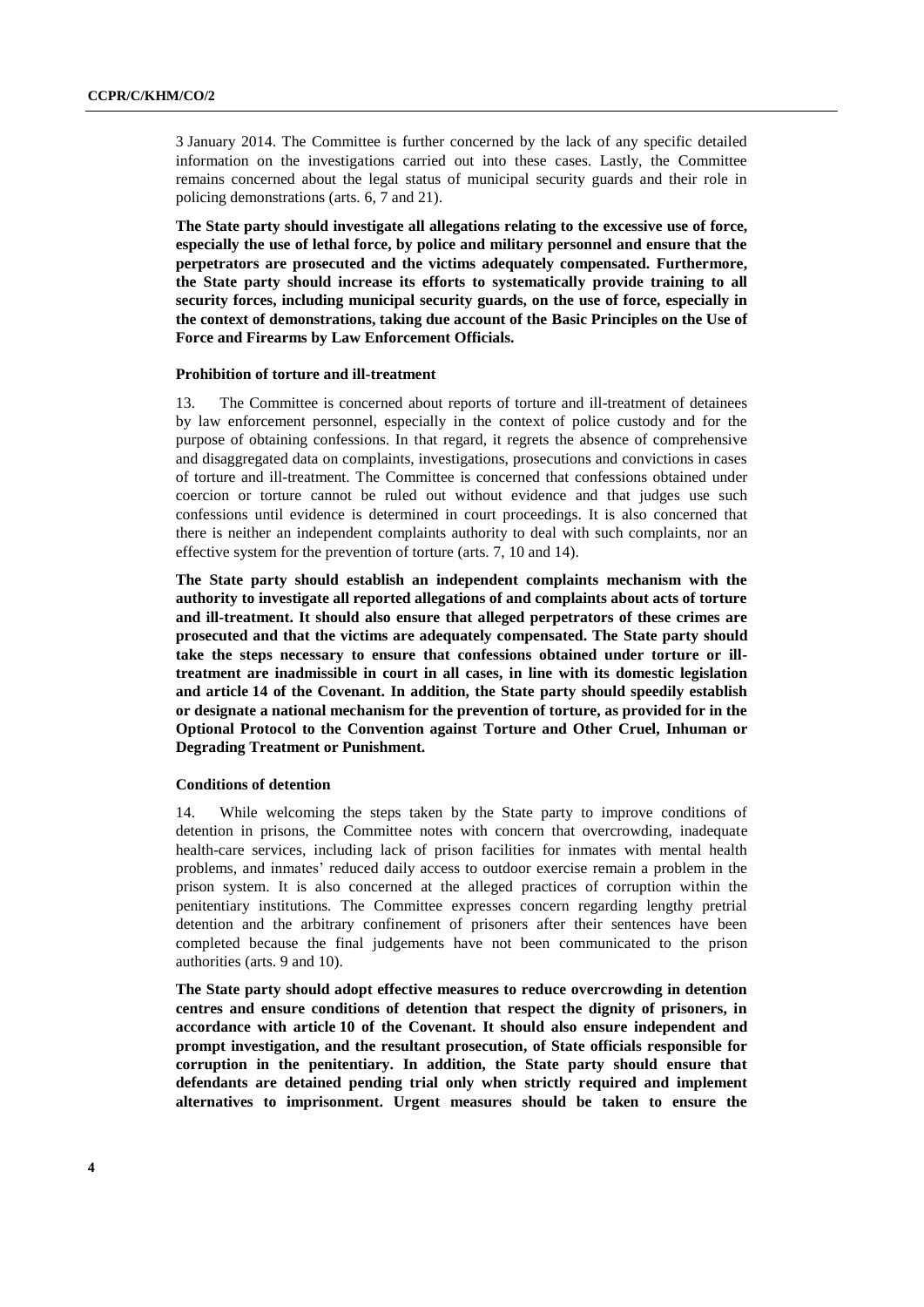3 January 2014. The Committee is further concerned by the lack of any specific detailed information on the investigations carried out into these cases. Lastly, the Committee remains concerned about the legal status of municipal security guards and their role in policing demonstrations (arts. 6, 7 and 21).

**The State party should investigate all allegations relating to the excessive use of force, especially the use of lethal force, by police and military personnel and ensure that the perpetrators are prosecuted and the victims adequately compensated. Furthermore, the State party should increase its efforts to systematically provide training to all security forces, including municipal security guards, on the use of force, especially in the context of demonstrations, taking due account of the Basic Principles on the Use of Force and Firearms by Law Enforcement Officials.**

#### Prohibition of torture and ill-treatment

13. The Committee is concerned about reports of torture and ill-treatment of detainees by law enforcement personnel, especially in the context of police custody and for the purpose of obtaining confessions. In that regard, it regrets the absence of comprehensive and disaggregated data on complaints, investigations, prosecutions and convictions in cases of torture and ill-treatment. The Committee is concerned that confessions obtained under coercion or torture cannot be ruled out without evidence and that judges use such confessions until evidence is determined in court proceedings. It is also concerned that there is neither an independent complaints authority to deal with such complaints, nor an effective system for the prevention of torture (arts. 7, 10 and 14).

**The State party should establish an independent complaints mechanism with the authority to investigate all reported allegations of and complaints about acts of torture and ill-treatment. It should also ensure that alleged perpetrators of these crimes are prosecuted and that the victims are adequately compensated. The State party should take the steps necessary to ensure that confessions obtained under torture or ill-treatment are inadmissible in court in all cases, in line with its domestic legislation and article 14 of the Covenant. In addition, the State party should speedily establish or designate a national mechanism for the prevention of torture, as provided for in the Optional Protocol to the Convention against Torture and Other Cruel, Inhuman or Degrading Treatment or Punishment.**

#### Conditions of detention

14. While welcoming the steps taken by the State party to improve conditions of detention in prisons, the Committee notes with concern that overcrowding, inadequate health-care services, including lack of prison facilities for inmates with mental health problems, and inmates' reduced daily access to outdoor exercise remain a problem in the prison system. It is also concerned at the alleged practices of corruption within the penitentiary institutions. The Committee expresses concern regarding lengthy pretrial detention and the arbitrary confinement of prisoners after their sentences have been completed because the final judgements have not been communicated to the prison authorities (arts. 9 and 10).

**The State party should adopt effective measures to reduce overcrowding in detention centres and ensure conditions of detention that respect the dignity of prisoners, in accordance with article 10 of the Covenant. It should also ensure independent and prompt investigation, and the resultant prosecution, of State officials responsible for corruption in the penitentiary. In addition, the State party should ensure that defendants are detained pending trial only when strictly required and implement alternatives to imprisonment. Urgent measures should be taken to ensure the**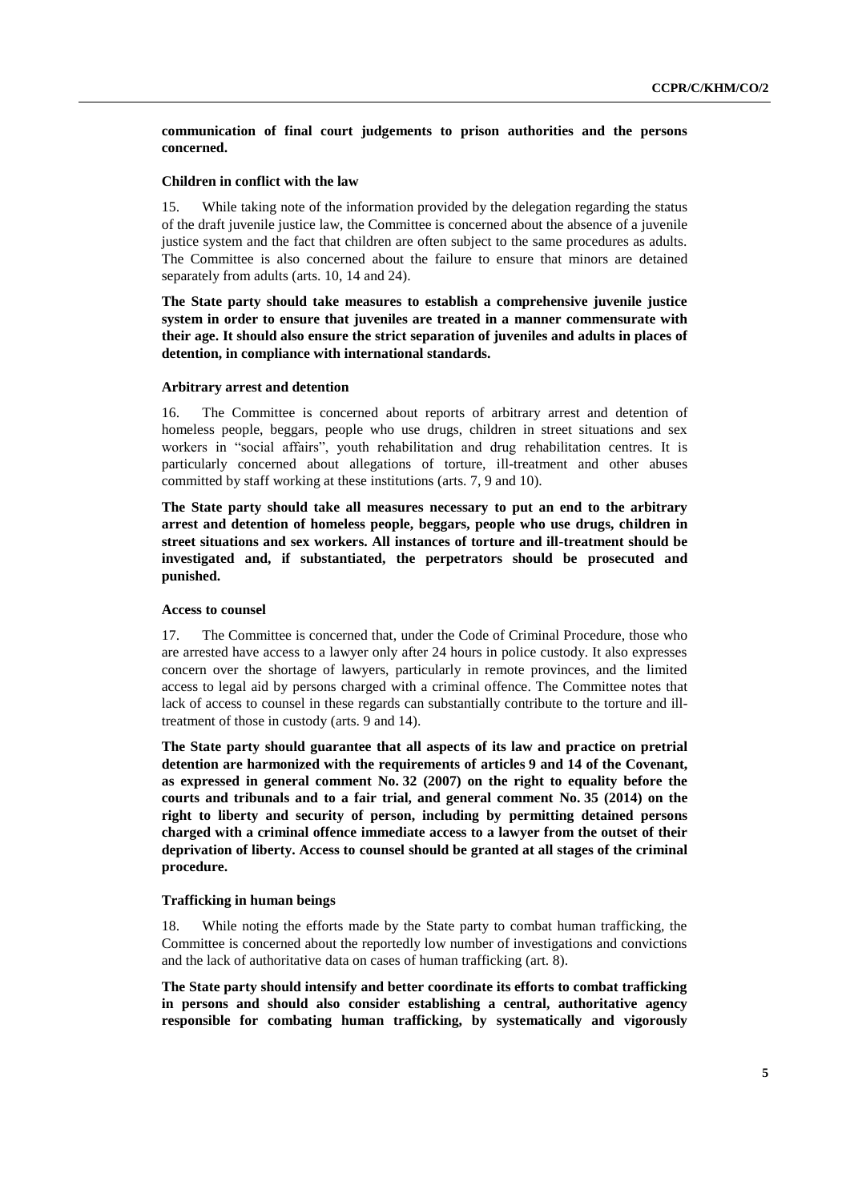**communication of final court judgements to prison authorities and the persons concerned.**

### Children in conflict with the law

15. While taking note of the information provided by the delegation regarding the status of the draft juvenile justice law, the Committee is concerned about the absence of a juvenile justice system and the fact that children are often subject to the same procedures as adults. The Committee is also concerned about the failure to ensure that minors are detained separately from adults (arts. 10, 14 and 24).

**The State party should take measures to establish a comprehensive juvenile justice system in order to ensure that juveniles are treated in a manner commensurate with their age. It should also ensure the strict separation of juveniles and adults in places of detention, in compliance with international standards.**

### Arbitrary arrest and detention

16. The Committee is concerned about reports of arbitrary arrest and detention of homeless people, beggars, people who use drugs, children in street situations and sex workers in "social affairs", youth rehabilitation and drug rehabilitation centres. It is particularly concerned about allegations of torture, ill-treatment and other abuses committed by staff working at these institutions (arts. 7, 9 and 10).

**The State party should take all measures necessary to put an end to the arbitrary arrest and detention of homeless people, beggars, people who use drugs, children in street situations and sex workers. All instances of torture and ill-treatment should be investigated and, if substantiated, the perpetrators should be prosecuted and punished.**

### Access to counsel

17. The Committee is concerned that, under the Code of Criminal Procedure, those who are arrested have access to a lawyer only after 24 hours in police custody. It also expresses concern over the shortage of lawyers, particularly in remote provinces, and the limited access to legal aid by persons charged with a criminal offence. The Committee notes that lack of access to counsel in these regards can substantially contribute to the torture and ill-treatment of those in custody (arts. 9 and 14).

**The State party should guarantee that all aspects of its law and practice on pretrial detention are harmonized with the requirements of articles 9 and 14 of the Covenant, as expressed in general comment No. 32 (2007) on the right to equality before the courts and tribunals and to a fair trial, and general comment No. 35 (2014) on the right to liberty and security of person, including by permitting detained persons charged with a criminal offence immediate access to a lawyer from the outset of their deprivation of liberty. Access to counsel should be granted at all stages of the criminal procedure.**

### Trafficking in human beings

18. While noting the efforts made by the State party to combat human trafficking, the Committee is concerned about the reportedly low number of investigations and convictions and the lack of authoritative data on cases of human trafficking (art. 8).

**The State party should intensify and better coordinate its efforts to combat trafficking in persons and should also consider establishing a central, authoritative agency responsible for combating human trafficking, by systematically and vigorously**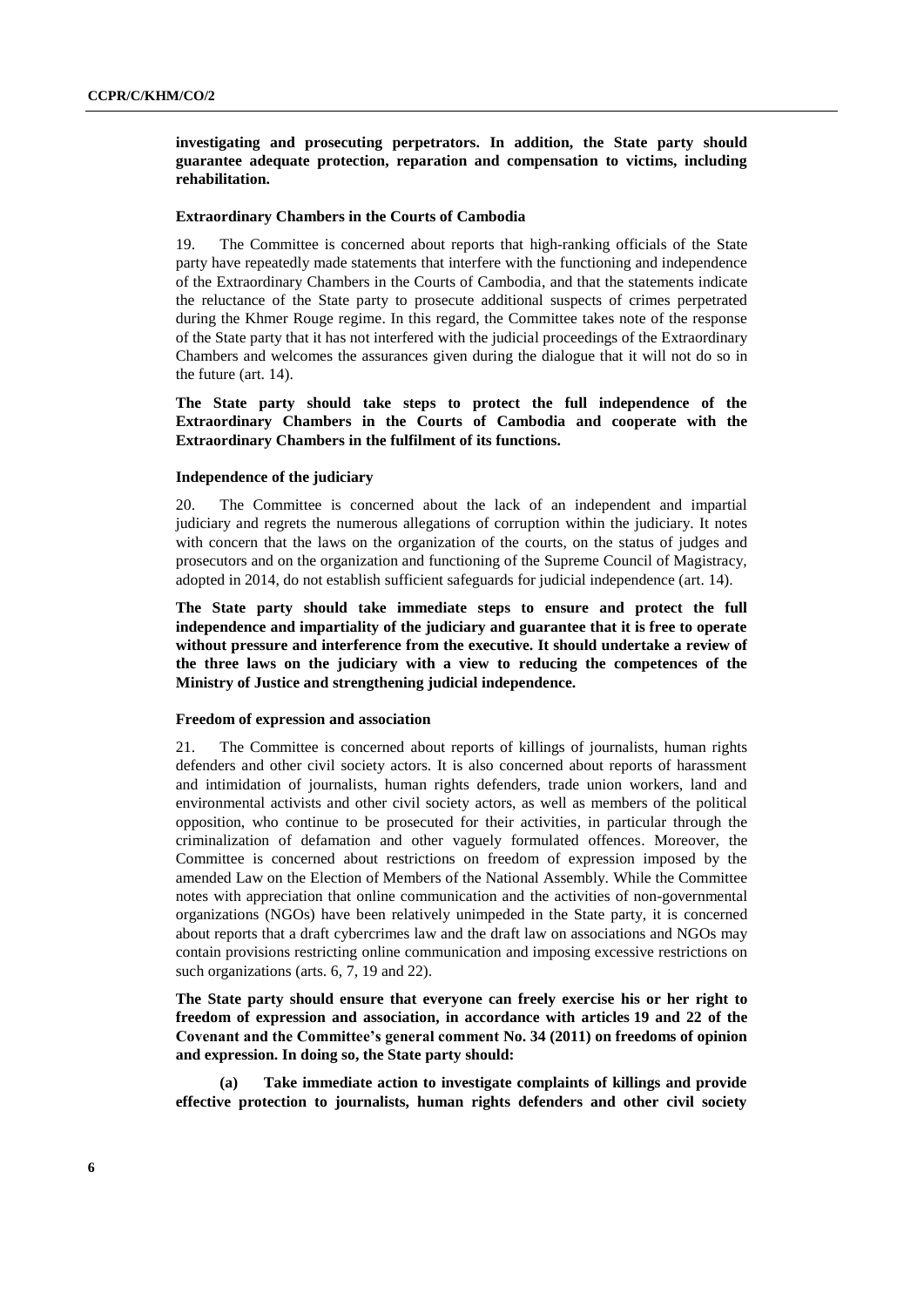**investigating and prosecuting perpetrators. In addition, the State party should guarantee adequate protection, reparation and compensation to victims, including rehabilitation.**

### Extraordinary Chambers in the Courts of Cambodia

19. The Committee is concerned about reports that high-ranking officials of the State party have repeatedly made statements that interfere with the functioning and independence of the Extraordinary Chambers in the Courts of Cambodia, and that the statements indicate the reluctance of the State party to prosecute additional suspects of crimes perpetrated during the Khmer Rouge regime. In this regard, the Committee takes note of the response of the State party that it has not interfered with the judicial proceedings of the Extraordinary Chambers and welcomes the assurances given during the dialogue that it will not do so in the future (art. 14).

**The State party should take steps to protect the full independence of the Extraordinary Chambers in the Courts of Cambodia and cooperate with the Extraordinary Chambers in the fulfilment of its functions.**

### Independence of the judiciary

20. The Committee is concerned about the lack of an independent and impartial judiciary and regrets the numerous allegations of corruption within the judiciary. It notes with concern that the laws on the organization of the courts, on the status of judges and prosecutors and on the organization and functioning of the Supreme Council of Magistracy, adopted in 2014, do not establish sufficient safeguards for judicial independence (art. 14).

**The State party should take immediate steps to ensure and protect the full independence and impartiality of the judiciary and guarantee that it is free to operate without pressure and interference from the executive. It should undertake a review of the three laws on the judiciary with a view to reducing the competences of the Ministry of Justice and strengthening judicial independence.**

### Freedom of expression and association

21. The Committee is concerned about reports of killings of journalists, human rights defenders and other civil society actors. It is also concerned about reports of harassment and intimidation of journalists, human rights defenders, trade union workers, land and environmental activists and other civil society actors, as well as members of the political opposition, who continue to be prosecuted for their activities, in particular through the criminalization of defamation and other vaguely formulated offences. Moreover, the Committee is concerned about restrictions on freedom of expression imposed by the amended Law on the Election of Members of the National Assembly. While the Committee notes with appreciation that online communication and the activities of non-governmental organizations (NGOs) have been relatively unimpeded in the State party, it is concerned about reports that a draft cybercrimes law and the draft law on associations and NGOs may contain provisions restricting online communication and imposing excessive restrictions on such organizations (arts. 6, 7, 19 and 22).

**The State party should ensure that everyone can freely exercise his or her right to freedom of expression and association, in accordance with articles 19 and 22 of the Covenant and the Committee's general comment No. 34 (2011) on freedoms of opinion and expression. In doing so, the State party should:**

**(a) Take immediate action to investigate complaints of killings and provide effective protection to journalists, human rights defenders and other civil society**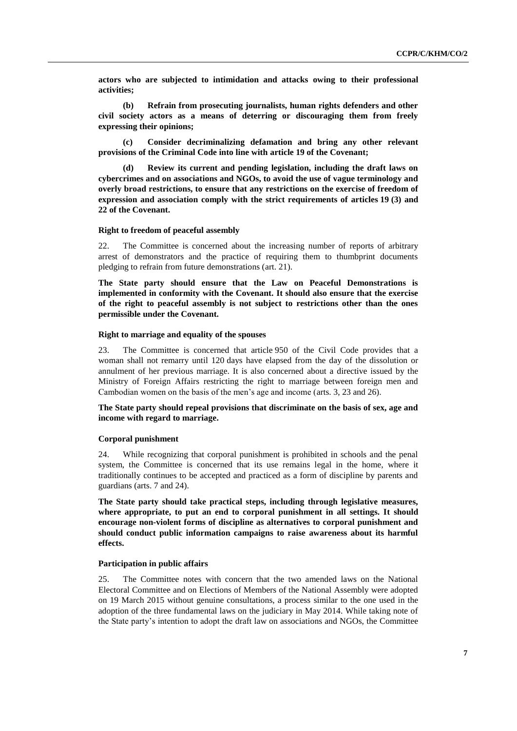**actors who are subjected to intimidation and attacks owing to their professional activities;**

**(b) Refrain from prosecuting journalists, human rights defenders and other civil society actors as a means of deterring or discouraging them from freely expressing their opinions;**

**(c) Consider decriminalizing defamation and bring any other relevant provisions of the Criminal Code into line with article 19 of the Covenant;**

**(d) Review its current and pending legislation, including the draft laws on cybercrimes and on associations and NGOs, to avoid the use of vague terminology and overly broad restrictions, to ensure that any restrictions on the exercise of freedom of expression and association comply with the strict requirements of articles 19 (3) and 22 of the Covenant.**

#### Right to freedom of peaceful assembly

22. The Committee is concerned about the increasing number of reports of arbitrary arrest of demonstrators and the practice of requiring them to thumbprint documents pledging to refrain from future demonstrations (art. 21).

**The State party should ensure that the Law on Peaceful Demonstrations is implemented in conformity with the Covenant. It should also ensure that the exercise of the right to peaceful assembly is not subject to restrictions other than the ones permissible under the Covenant.**

#### Right to marriage and equality of the spouses

23. The Committee is concerned that article 950 of the Civil Code provides that a woman shall not remarry until 120 days have elapsed from the day of the dissolution or annulment of her previous marriage. It is also concerned about a directive issued by the Ministry of Foreign Affairs restricting the right to marriage between foreign men and Cambodian women on the basis of the men's age and income (arts. 3, 23 and 26).

**The State party should repeal provisions that discriminate on the basis of sex, age and income with regard to marriage.**

#### Corporal punishment

24. While recognizing that corporal punishment is prohibited in schools and the penal system, the Committee is concerned that its use remains legal in the home, where it traditionally continues to be accepted and practiced as a form of discipline by parents and guardians (arts. 7 and 24).

**The State party should take practical steps, including through legislative measures, where appropriate, to put an end to corporal punishment in all settings. It should encourage non-violent forms of discipline as alternatives to corporal punishment and should conduct public information campaigns to raise awareness about its harmful effects.**

#### Participation in public affairs

25. The Committee notes with concern that the two amended laws on the National Electoral Committee and on Elections of Members of the National Assembly were adopted on 19 March 2015 without genuine consultations, a process similar to the one used in the adoption of the three fundamental laws on the judiciary in May 2014. While taking note of the State party's intention to adopt the draft law on associations and NGOs, the Committee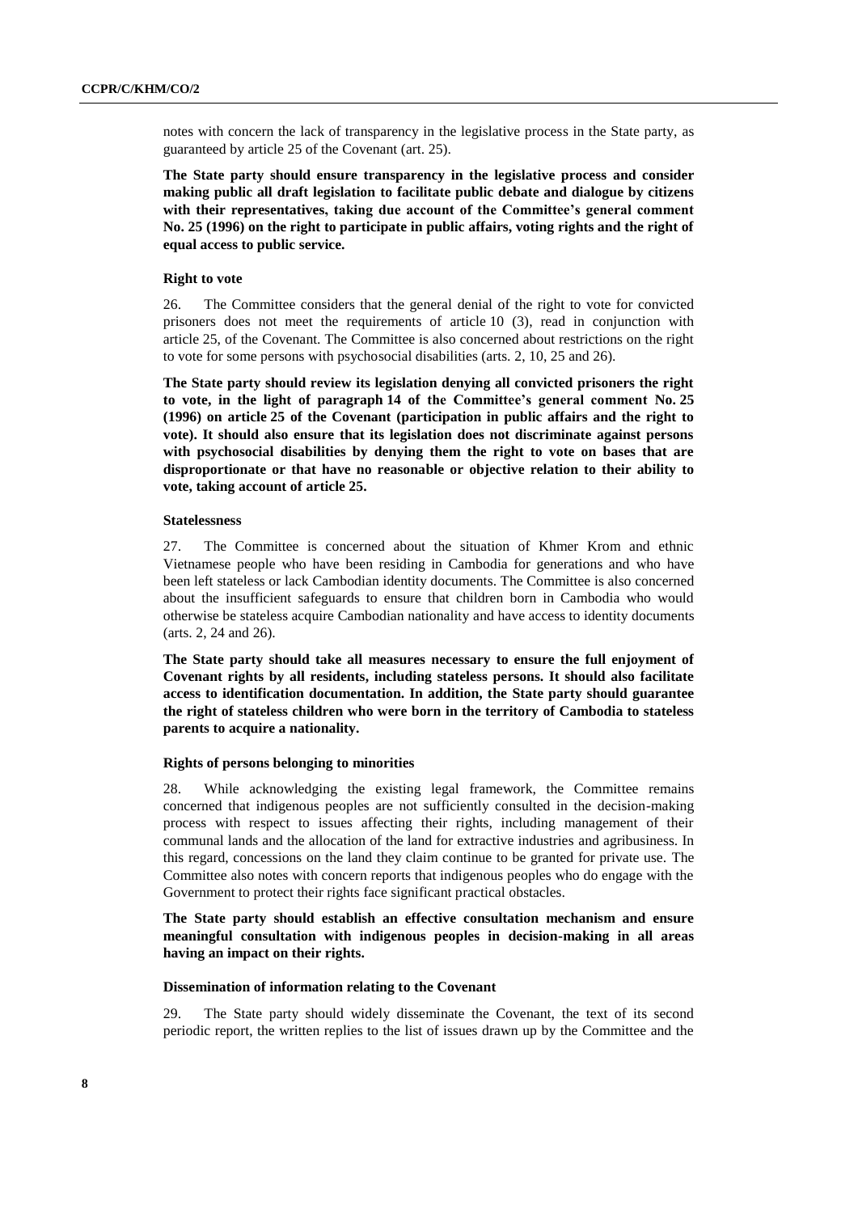notes with concern the lack of transparency in the legislative process in the State party, as guaranteed by article 25 of the Covenant (art. 25).

**The State party should ensure transparency in the legislative process and consider making public all draft legislation to facilitate public debate and dialogue by citizens with their representatives, taking due account of the Committee's general comment No. 25 (1996) on the right to participate in public affairs, voting rights and the right of equal access to public service.**

#### Right to vote

26. The Committee considers that the general denial of the right to vote for convicted prisoners does not meet the requirements of article 10 (3), read in conjunction with article 25, of the Covenant. The Committee is also concerned about restrictions on the right to vote for some persons with psychosocial disabilities (arts. 2, 10, 25 and 26).

**The State party should review its legislation denying all convicted prisoners the right to vote, in the light of paragraph 14 of the Committee's general comment No. 25 (1996) on article 25 of the Covenant (participation in public affairs and the right to vote). It should also ensure that its legislation does not discriminate against persons with psychosocial disabilities by denying them the right to vote on bases that are disproportionate or that have no reasonable or objective relation to their ability to vote, taking account of article 25.**

#### Statelessness

27. The Committee is concerned about the situation of Khmer Krom and ethnic Vietnamese people who have been residing in Cambodia for generations and who have been left stateless or lack Cambodian identity documents. The Committee is also concerned about the insufficient safeguards to ensure that children born in Cambodia who would otherwise be stateless acquire Cambodian nationality and have access to identity documents (arts. 2, 24 and 26).

**The State party should take all measures necessary to ensure the full enjoyment of Covenant rights by all residents, including stateless persons. It should also facilitate access to identification documentation. In addition, the State party should guarantee the right of stateless children who were born in the territory of Cambodia to stateless parents to acquire a nationality.**

#### Rights of persons belonging to minorities

28. While acknowledging the existing legal framework, the Committee remains concerned that indigenous peoples are not sufficiently consulted in the decision-making process with respect to issues affecting their rights, including management of their communal lands and the allocation of the land for extractive industries and agribusiness. In this regard, concessions on the land they claim continue to be granted for private use. The Committee also notes with concern reports that indigenous peoples who do engage with the Government to protect their rights face significant practical obstacles.

**The State party should establish an effective consultation mechanism and ensure meaningful consultation with indigenous peoples in decision-making in all areas having an impact on their rights.**

#### Dissemination of information relating to the Covenant

29. The State party should widely disseminate the Covenant, the text of its second periodic report, the written replies to the list of issues drawn up by the Committee and the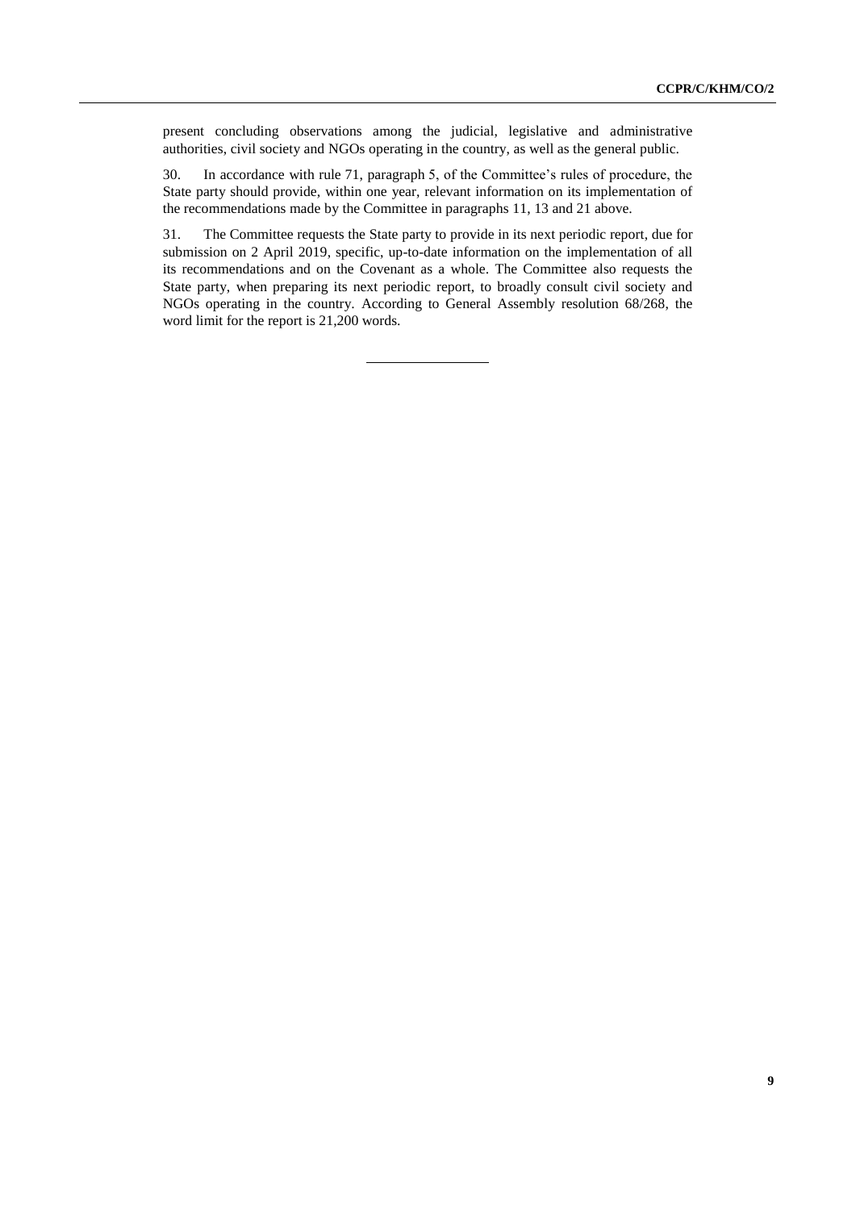present concluding observations among the judicial, legislative and administrative authorities, civil society and NGOs operating in the country, as well as the general public.

30. In accordance with rule 71, paragraph 5, of the Committee's rules of procedure, the State party should provide, within one year, relevant information on its implementation of the recommendations made by the Committee in paragraphs 11, 13 and 21 above.

31. The Committee requests the State party to provide in its next periodic report, due for submission on 2 April 2019, specific, up-to-date information on the implementation of all its recommendations and on the Covenant as a whole. The Committee also requests the State party, when preparing its next periodic report, to broadly consult civil society and NGOs operating in the country. According to General Assembly resolution 68/268, the word limit for the report is 21,200 words.